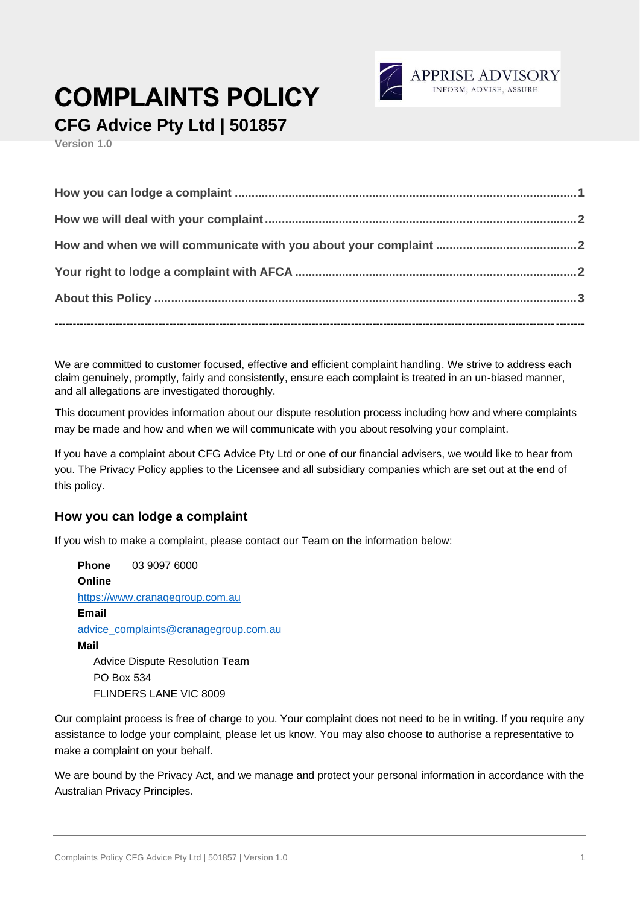# COMPLAINTS POLICY

## CFG Advice Pty Ltd | 501857

Version 1.0

**How you can lodge a complaint** ..... 1

**How we will deal with your complaint** ..... 2

**How and when we will communicate with you about your complaint** ..... 2

**Your right to lodge a complaint with AFCA** ..... 2

**About this Policy** ..... 3

---

We are committed to customer focused, effective and efficient complaint handling. We strive to address each claim genuinely, promptly, fairly and consistently, ensure each complaint is treated in an un-biased manner, and all allegations are investigated thoroughly.

This document provides information about our dispute resolution process including how and where complaints may be made and how and when we will communicate with you about resolving your complaint.

If you have a complaint about CFG Advice Pty Ltd or one of our financial advisers, we would like to hear from you. The Privacy Policy applies to the Licensee and all subsidiary companies which are set out at the end of this policy.

### How you can lodge a complaint

If you wish to make a complaint, please contact our Team on the information below:

**Phone** 03 9097 6000

**Online**
https://www.cranagegroup.com.au

**Email**
advice_complaints@cranagegroup.com.au

**Mail**
Advice Dispute Resolution Team
PO Box 534
FLINDERS LANE VIC 8009

Our complaint process is free of charge to you. Your complaint does not need to be in writing. If you require any assistance to lodge your complaint, please let us know. You may also choose to authorise a representative to make a complaint on your behalf.

We are bound by the Privacy Act, and we manage and protect your personal information in accordance with the Australian Privacy Principles.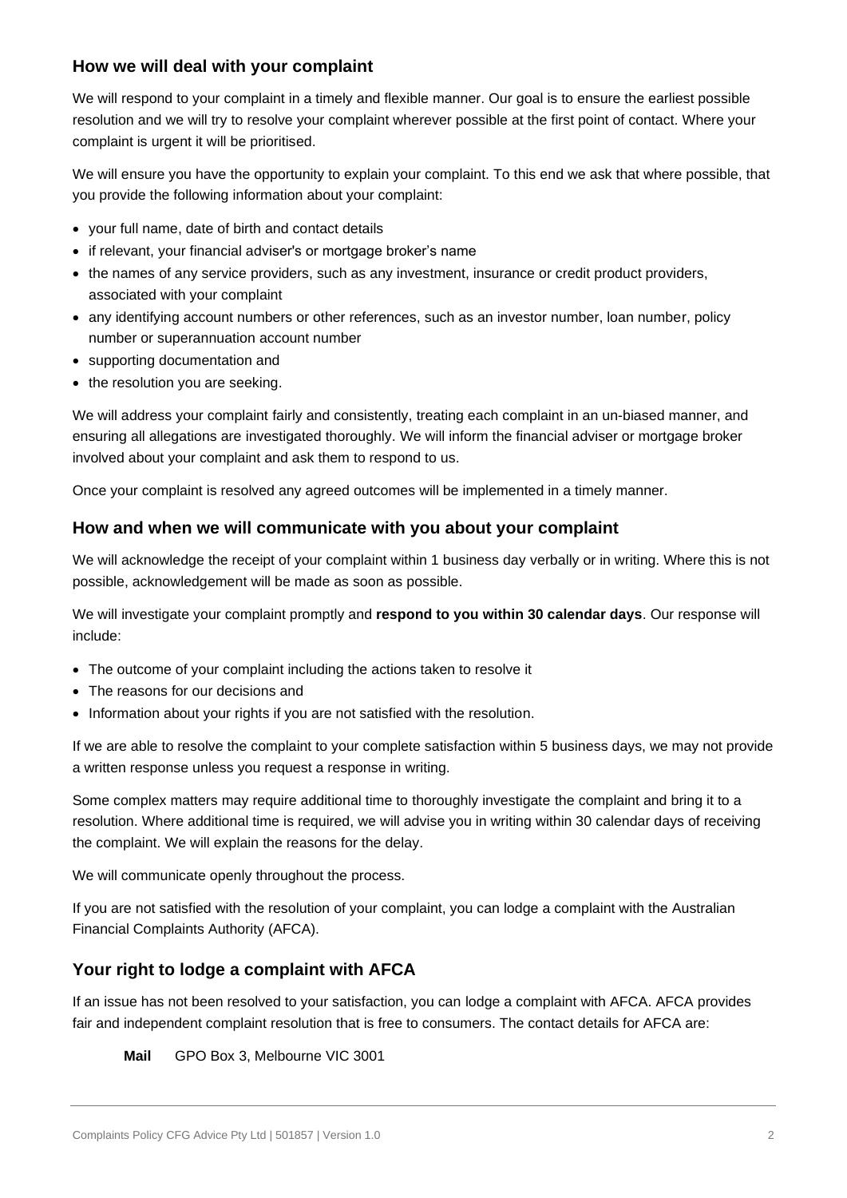## How we will deal with your complaint

We will respond to your complaint in a timely and flexible manner. Our goal is to ensure the earliest possible resolution and we will try to resolve your complaint wherever possible at the first point of contact. Where your complaint is urgent it will be prioritised.

We will ensure you have the opportunity to explain your complaint. To this end we ask that where possible, that you provide the following information about your complaint:

- your full name, date of birth and contact details
- if relevant, your financial adviser's or mortgage broker's name
- the names of any service providers, such as any investment, insurance or credit product providers, associated with your complaint
- any identifying account numbers or other references, such as an investor number, loan number, policy number or superannuation account number
- supporting documentation and
- the resolution you are seeking.

We will address your complaint fairly and consistently, treating each complaint in an un-biased manner, and ensuring all allegations are investigated thoroughly. We will inform the financial adviser or mortgage broker involved about your complaint and ask them to respond to us.

Once your complaint is resolved any agreed outcomes will be implemented in a timely manner.

## How and when we will communicate with you about your complaint

We will acknowledge the receipt of your complaint within 1 business day verbally or in writing. Where this is not possible, acknowledgement will be made as soon as possible.

We will investigate your complaint promptly and **respond to you within 30 calendar days**. Our response will include:

- The outcome of your complaint including the actions taken to resolve it
- The reasons for our decisions and
- Information about your rights if you are not satisfied with the resolution.

If we are able to resolve the complaint to your complete satisfaction within 5 business days, we may not provide a written response unless you request a response in writing.

Some complex matters may require additional time to thoroughly investigate the complaint and bring it to a resolution. Where additional time is required, we will advise you in writing within 30 calendar days of receiving the complaint. We will explain the reasons for the delay.

We will communicate openly throughout the process.

If you are not satisfied with the resolution of your complaint, you can lodge a complaint with the Australian Financial Complaints Authority (AFCA).

## Your right to lodge a complaint with AFCA

If an issue has not been resolved to your satisfaction, you can lodge a complaint with AFCA. AFCA provides fair and independent complaint resolution that is free to consumers. The contact details for AFCA are:

**Mail** GPO Box 3, Melbourne VIC 3001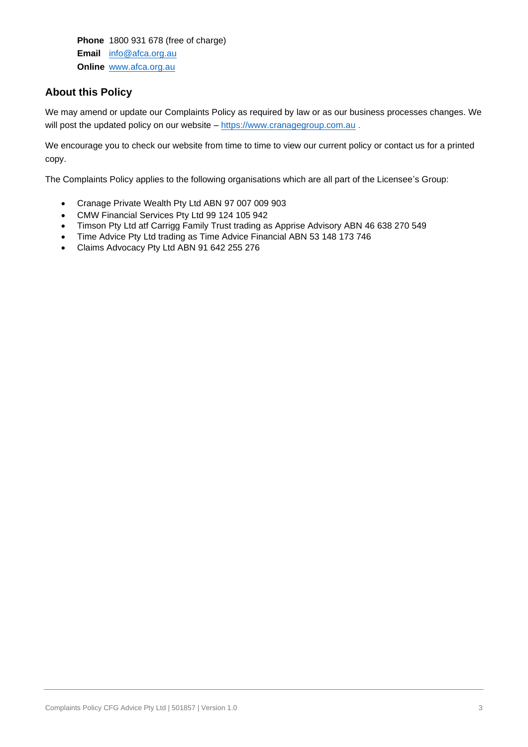**Phone** 1800 931 678 (free of charge)
**Email** info@afca.org.au
**Online** www.afca.org.au

## About this Policy

We may amend or update our Complaints Policy as required by law or as our business processes changes. We will post the updated policy on our website – https://www.cranagegroup.com.au .

We encourage you to check our website from time to time to view our current policy or contact us for a printed copy.

The Complaints Policy applies to the following organisations which are all part of the Licensee's Group:

- Cranage Private Wealth Pty Ltd ABN 97 007 009 903
- CMW Financial Services Pty Ltd 99 124 105 942
- Timson Pty Ltd atf Carrigg Family Trust trading as Apprise Advisory ABN 46 638 270 549
- Time Advice Pty Ltd trading as Time Advice Financial ABN 53 148 173 746
- Claims Advocacy Pty Ltd ABN 91 642 255 276